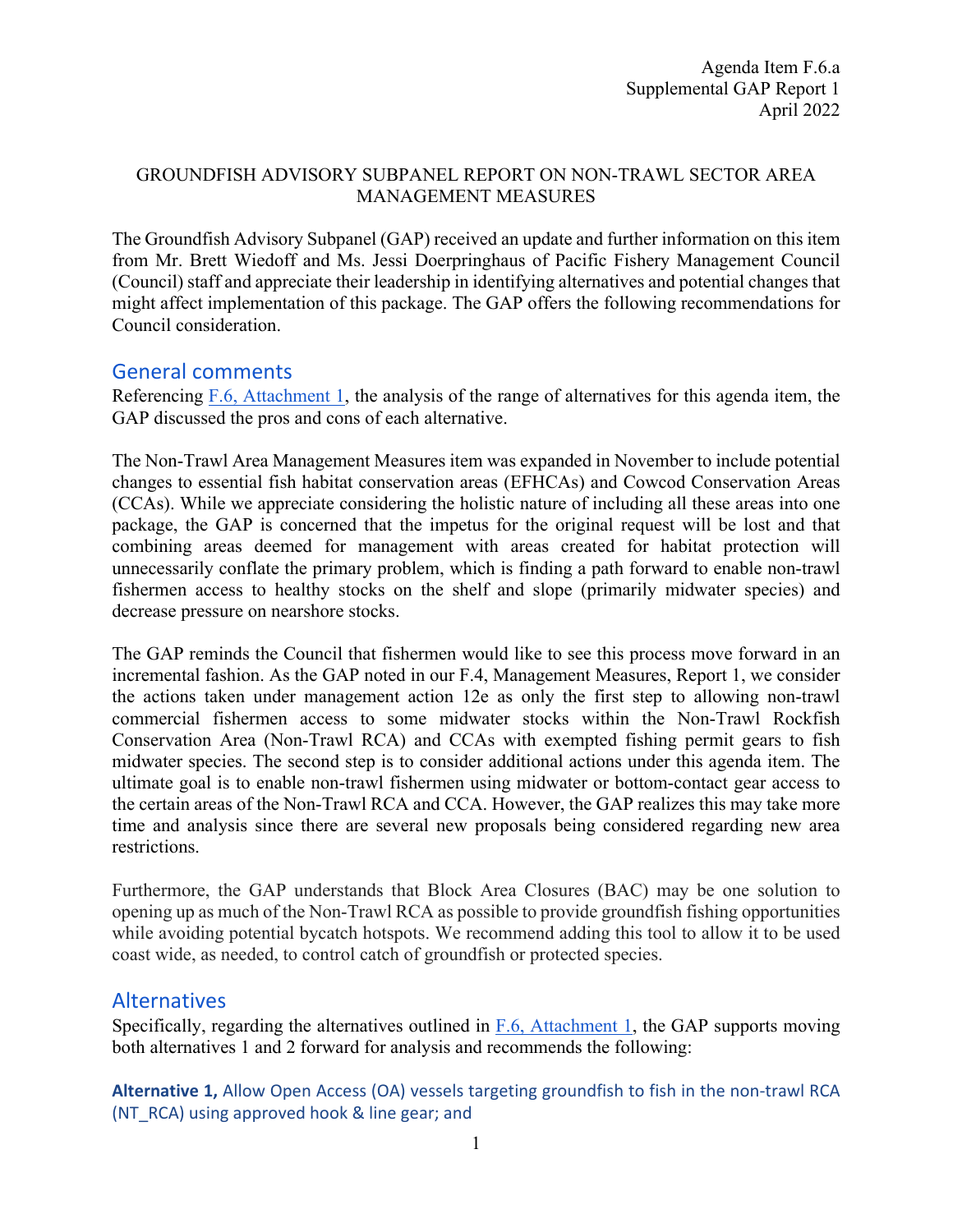Agenda Item F.6.a
Supplemental GAP Report 1
April 2022

GROUNDFISH ADVISORY SUBPANEL REPORT ON NON-TRAWL SECTOR AREA MANAGEMENT MEASURES

The Groundfish Advisory Subpanel (GAP) received an update and further information on this item from Mr. Brett Wiedoff and Ms. Jessi Doerpringhaus of Pacific Fishery Management Council (Council) staff and appreciate their leadership in identifying alternatives and potential changes that might affect implementation of this package. The GAP offers the following recommendations for Council consideration.

## General comments

Referencing F.6, Attachment 1, the analysis of the range of alternatives for this agenda item, the GAP discussed the pros and cons of each alternative.

The Non-Trawl Area Management Measures item was expanded in November to include potential changes to essential fish habitat conservation areas (EFHCAs) and Cowcod Conservation Areas (CCAs). While we appreciate considering the holistic nature of including all these areas into one package, the GAP is concerned that the impetus for the original request will be lost and that combining areas deemed for management with areas created for habitat protection will unnecessarily conflate the primary problem, which is finding a path forward to enable non-trawl fishermen access to healthy stocks on the shelf and slope (primarily midwater species) and decrease pressure on nearshore stocks.

The GAP reminds the Council that fishermen would like to see this process move forward in an incremental fashion. As the GAP noted in our F.4, Management Measures, Report 1, we consider the actions taken under management action 12e as only the first step to allowing non-trawl commercial fishermen access to some midwater stocks within the Non-Trawl Rockfish Conservation Area (Non-Trawl RCA) and CCAs with exempted fishing permit gears to fish midwater species. The second step is to consider additional actions under this agenda item. The ultimate goal is to enable non-trawl fishermen using midwater or bottom-contact gear access to the certain areas of the Non-Trawl RCA and CCA. However, the GAP realizes this may take more time and analysis since there are several new proposals being considered regarding new area restrictions.

Furthermore, the GAP understands that Block Area Closures (BAC) may be one solution to opening up as much of the Non-Trawl RCA as possible to provide groundfish fishing opportunities while avoiding potential bycatch hotspots. We recommend adding this tool to allow it to be used coast wide, as needed, to control catch of groundfish or protected species.

## Alternatives

Specifically, regarding the alternatives outlined in F.6, Attachment 1, the GAP supports moving both alternatives 1 and 2 forward for analysis and recommends the following:

**Alternative 1,** Allow Open Access (OA) vessels targeting groundfish to fish in the non-trawl RCA (NT_RCA) using approved hook & line gear; and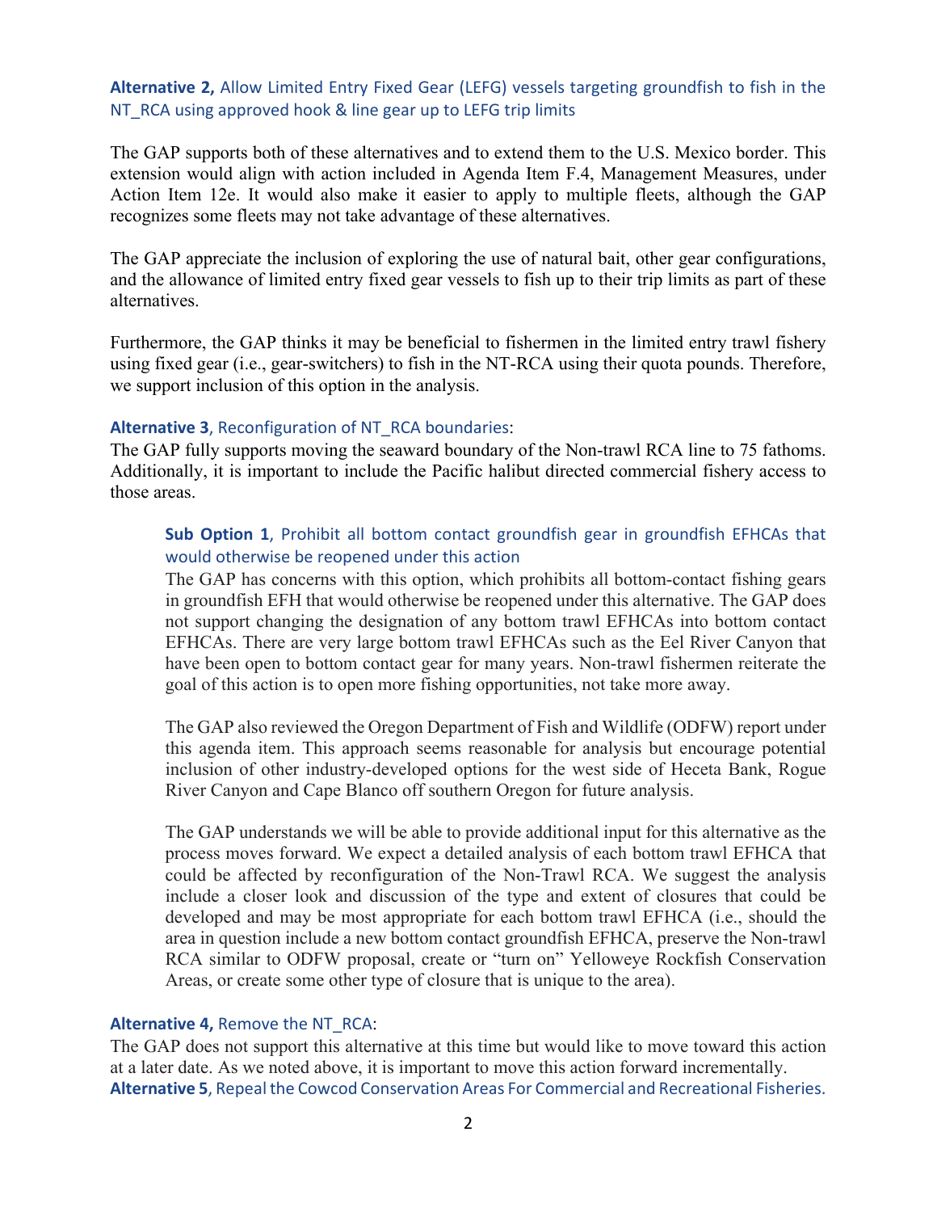**Alternative 2,** Allow Limited Entry Fixed Gear (LEFG) vessels targeting groundfish to fish in the NT_RCA using approved hook & line gear up to LEFG trip limits

The GAP supports both of these alternatives and to extend them to the U.S. Mexico border. This extension would align with action included in Agenda Item F.4, Management Measures, under Action Item 12e. It would also make it easier to apply to multiple fleets, although the GAP recognizes some fleets may not take advantage of these alternatives.

The GAP appreciate the inclusion of exploring the use of natural bait, other gear configurations, and the allowance of limited entry fixed gear vessels to fish up to their trip limits as part of these alternatives.

Furthermore, the GAP thinks it may be beneficial to fishermen in the limited entry trawl fishery using fixed gear (i.e., gear-switchers) to fish in the NT-RCA using their quota pounds. Therefore, we support inclusion of this option in the analysis.

**Alternative 3**, Reconfiguration of NT_RCA boundaries:

The GAP fully supports moving the seaward boundary of the Non-trawl RCA line to 75 fathoms. Additionally, it is important to include the Pacific halibut directed commercial fishery access to those areas.

> **Sub Option 1**, Prohibit all bottom contact groundfish gear in groundfish EFHCAs that would otherwise be reopened under this action
>
> The GAP has concerns with this option, which prohibits all bottom-contact fishing gears in groundfish EFH that would otherwise be reopened under this alternative. The GAP does not support changing the designation of any bottom trawl EFHCAs into bottom contact EFHCAs. There are very large bottom trawl EFHCAs such as the Eel River Canyon that have been open to bottom contact gear for many years. Non-trawl fishermen reiterate the goal of this action is to open more fishing opportunities, not take more away.
>
> The GAP also reviewed the Oregon Department of Fish and Wildlife (ODFW) report under this agenda item. This approach seems reasonable for analysis but encourage potential inclusion of other industry-developed options for the west side of Heceta Bank, Rogue River Canyon and Cape Blanco off southern Oregon for future analysis.
>
> The GAP understands we will be able to provide additional input for this alternative as the process moves forward. We expect a detailed analysis of each bottom trawl EFHCA that could be affected by reconfiguration of the Non-Trawl RCA. We suggest the analysis include a closer look and discussion of the type and extent of closures that could be developed and may be most appropriate for each bottom trawl EFHCA (i.e., should the area in question include a new bottom contact groundfish EFHCA, preserve the Non-trawl RCA similar to ODFW proposal, create or "turn on" Yelloweye Rockfish Conservation Areas, or create some other type of closure that is unique to the area).

**Alternative 4,** Remove the NT_RCA:

The GAP does not support this alternative at this time but would like to move toward this action at a later date. As we noted above, it is important to move this action forward incrementally.

**Alternative 5**, Repeal the Cowcod Conservation Areas For Commercial and Recreational Fisheries.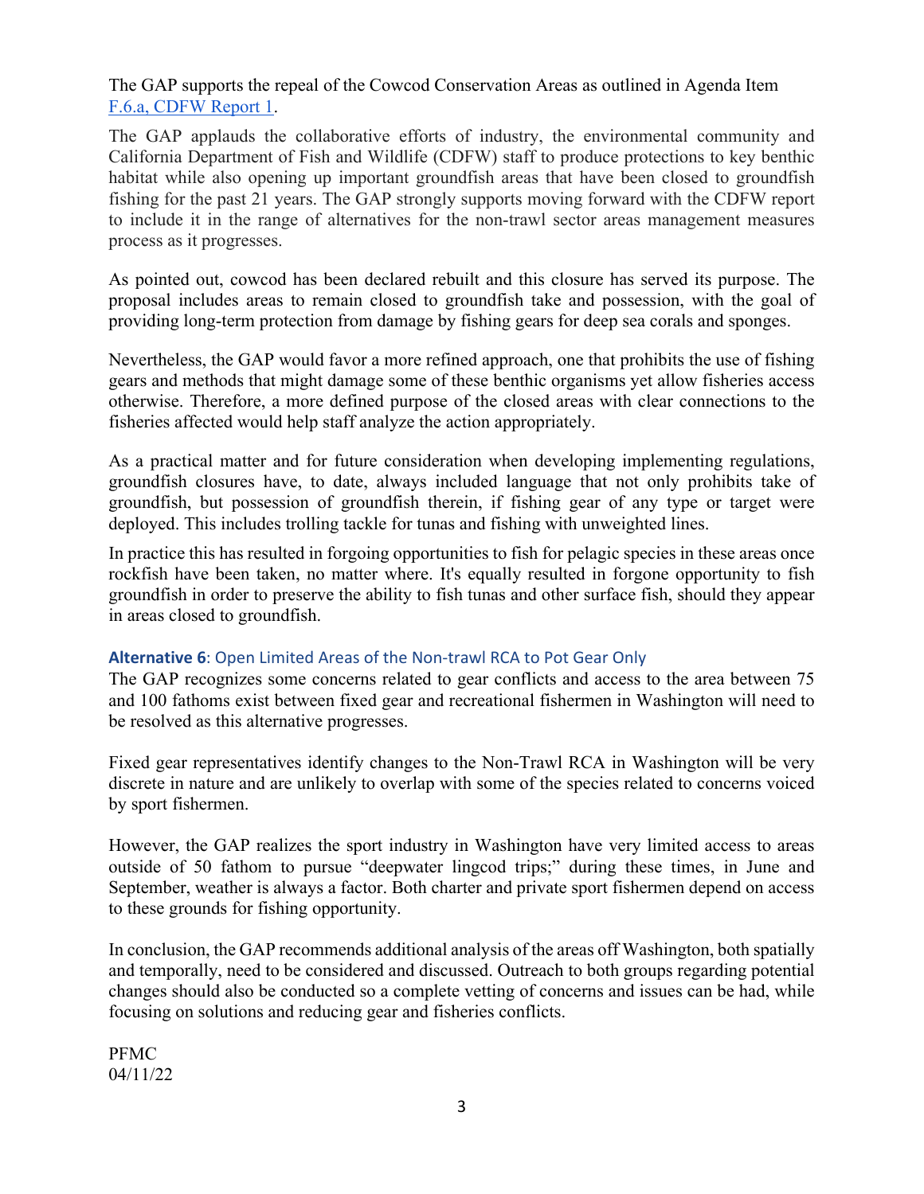The GAP supports the repeal of the Cowcod Conservation Areas as outlined in Agenda Item F.6.a, CDFW Report 1.

The GAP applauds the collaborative efforts of industry, the environmental community and California Department of Fish and Wildlife (CDFW) staff to produce protections to key benthic habitat while also opening up important groundfish areas that have been closed to groundfish fishing for the past 21 years. The GAP strongly supports moving forward with the CDFW report to include it in the range of alternatives for the non-trawl sector areas management measures process as it progresses.

As pointed out, cowcod has been declared rebuilt and this closure has served its purpose. The proposal includes areas to remain closed to groundfish take and possession, with the goal of providing long-term protection from damage by fishing gears for deep sea corals and sponges.

Nevertheless, the GAP would favor a more refined approach, one that prohibits the use of fishing gears and methods that might damage some of these benthic organisms yet allow fisheries access otherwise. Therefore, a more defined purpose of the closed areas with clear connections to the fisheries affected would help staff analyze the action appropriately.

As a practical matter and for future consideration when developing implementing regulations, groundfish closures have, to date, always included language that not only prohibits take of groundfish, but possession of groundfish therein, if fishing gear of any type or target were deployed. This includes trolling tackle for tunas and fishing with unweighted lines.

In practice this has resulted in forgoing opportunities to fish for pelagic species in these areas once rockfish have been taken, no matter where. It's equally resulted in forgone opportunity to fish groundfish in order to preserve the ability to fish tunas and other surface fish, should they appear in areas closed to groundfish.

### **Alternative 6**: Open Limited Areas of the Non-trawl RCA to Pot Gear Only

The GAP recognizes some concerns related to gear conflicts and access to the area between 75 and 100 fathoms exist between fixed gear and recreational fishermen in Washington will need to be resolved as this alternative progresses.

Fixed gear representatives identify changes to the Non-Trawl RCA in Washington will be very discrete in nature and are unlikely to overlap with some of the species related to concerns voiced by sport fishermen.

However, the GAP realizes the sport industry in Washington have very limited access to areas outside of 50 fathom to pursue "deepwater lingcod trips;" during these times, in June and September, weather is always a factor. Both charter and private sport fishermen depend on access to these grounds for fishing opportunity.

In conclusion, the GAP recommends additional analysis of the areas off Washington, both spatially and temporally, need to be considered and discussed. Outreach to both groups regarding potential changes should also be conducted so a complete vetting of concerns and issues can be had, while focusing on solutions and reducing gear and fisheries conflicts.

PFMC
04/11/22